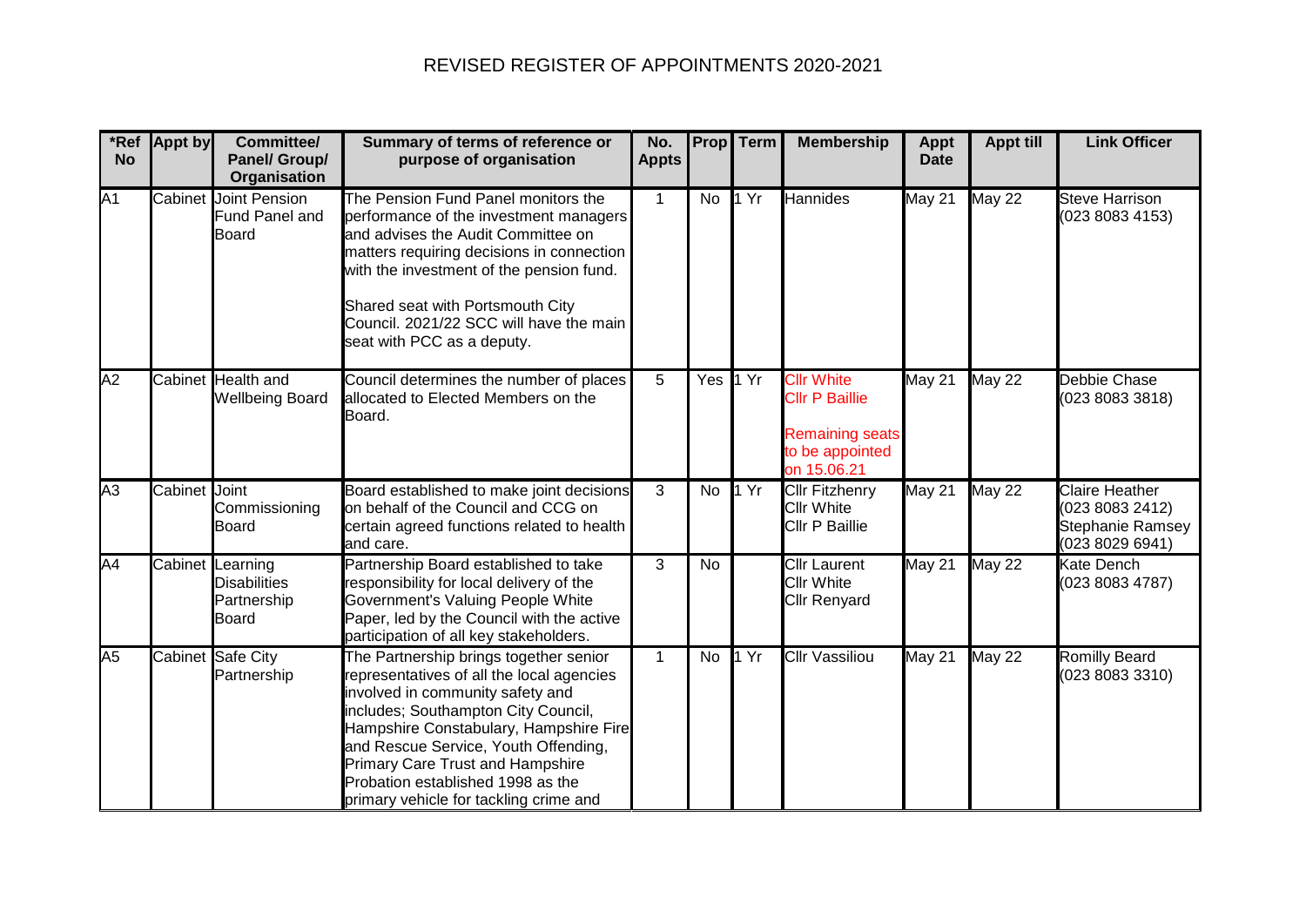# REVISED REGISTER OF APPOINTMENTS 2020-2021

| *Ref No | Appt by | Committee/ Panel/ Group/ Organisation | Summary of terms of reference or purpose of organisation | No. Appts | Prop | Term | Membership | Appt Date | Appt till | Link Officer |
|---|---|---|---|---|---|---|---|---|---|---|
| A1 | Cabinet | Joint Pension Fund Panel and Board | The Pension Fund Panel monitors the performance of the investment managers and advises the Audit Committee on matters requiring decisions in connection with the investment of the pension fund.<br><br>Shared seat with Portsmouth City Council. 2021/22 SCC will have the main seat with PCC as a deputy. | 1 | No | 1 Yr | Hannides | May 21 | May 22 | Steve Harrison (023 8083 4153) |
| A2 | Cabinet | Health and Wellbeing Board | Council determines the number of places allocated to Elected Members on the Board. | 5 | Yes | 1 Yr | Cllr White<br>Cllr P Baillie<br><br>Remaining seats to be appointed on 15.06.21 | May 21 | May 22 | Debbie Chase (023 8083 3818) |
| A3 | Cabinet | Joint Commissioning Board | Board established to make joint decisions on behalf of the Council and CCG on certain agreed functions related to health and care. | 3 | No | 1 Yr | Cllr Fitzhenry<br>Cllr White<br>Cllr P Baillie | May 21 | May 22 | Claire Heather (023 8083 2412)<br>Stephanie Ramsey (023 8029 6941) |
| A4 | Cabinet | Learning Disabilities Partnership Board | Partnership Board established to take responsibility for local delivery of the Government's Valuing People White Paper, led by the Council with the active participation of all key stakeholders. | 3 | No | | Cllr Laurent<br>Cllr White<br>Cllr Renyard | May 21 | May 22 | Kate Dench (023 8083 4787) |
| A5 | Cabinet | Safe City Partnership | The Partnership brings together senior representatives of all the local agencies involved in community safety and includes; Southampton City Council, Hampshire Constabulary, Hampshire Fire and Rescue Service, Youth Offending, Primary Care Trust and Hampshire Probation established 1998 as the primary vehicle for tackling crime and | 1 | No | 1 Yr | Cllr Vassiliou | May 21 | May 22 | Romilly Beard (023 8083 3310) |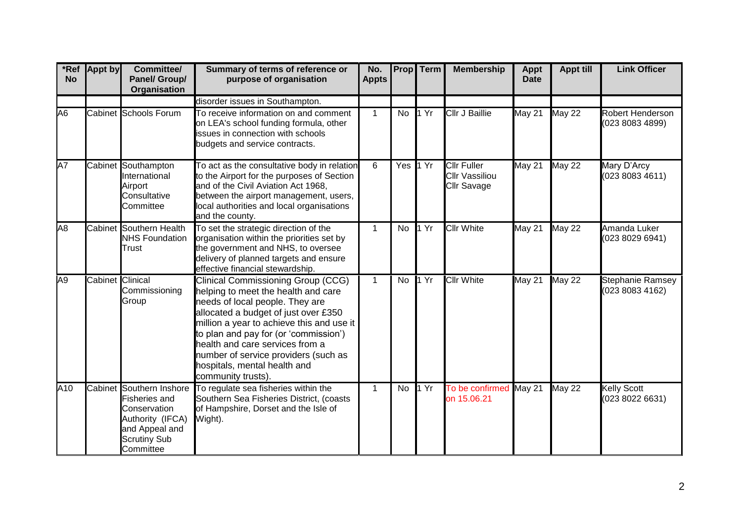| *Ref No | Appt by | Committee/ Panel/ Group/ Organisation | Summary of terms of reference or purpose of organisation | No. Appts | Prop | Term | Membership | Appt Date | Appt till | Link Officer |
|---|---|---|---|---|---|---|---|---|---|---|
| | | | disorder issues in Southampton. | | | | | | | |
| A6 | Cabinet | Schools Forum | To receive information on and comment on LEA's school funding formula, other issues in connection with schools budgets and service contracts. | 1 | No | 1 Yr | Cllr J Baillie | May 21 | May 22 | Robert Henderson (023 8083 4899) |
| A7 | Cabinet | Southampton International Airport Consultative Committee | To act as the consultative body in relation to the Airport for the purposes of Section and of the Civil Aviation Act 1968, between the airport management, users, local authorities and local organisations and the county. | 6 | Yes | 1 Yr | Cllr Fuller<br>Cllr Vassiliou<br>Cllr Savage | May 21 | May 22 | Mary D'Arcy (023 8083 4611) |
| A8 | Cabinet | Southern Health NHS Foundation Trust | To set the strategic direction of the organisation within the priorities set by the government and NHS, to oversee delivery of planned targets and ensure effective financial stewardship. | 1 | No | 1 Yr | Cllr White | May 21 | May 22 | Amanda Luker (023 8029 6941) |
| A9 | Cabinet | Clinical Commissioning Group | Clinical Commissioning Group (CCG) helping to meet the health and care needs of local people. They are allocated a budget of just over £350 million a year to achieve this and use it to plan and pay for (or 'commission') health and care services from a number of service providers (such as hospitals, mental health and community trusts). | 1 | No | 1 Yr | Cllr White | May 21 | May 22 | Stephanie Ramsey (023 8083 4162) |
| A10 | Cabinet | Southern Inshore Fisheries and Conservation Authority (IFCA) and Appeal and Scrutiny Sub Committee | To regulate sea fisheries within the Southern Sea Fisheries District, (coasts of Hampshire, Dorset and the Isle of Wight). | 1 | No | 1 Yr | To be confirmed on 15.06.21 | May 21 | May 22 | Kelly Scott (023 8022 6631) |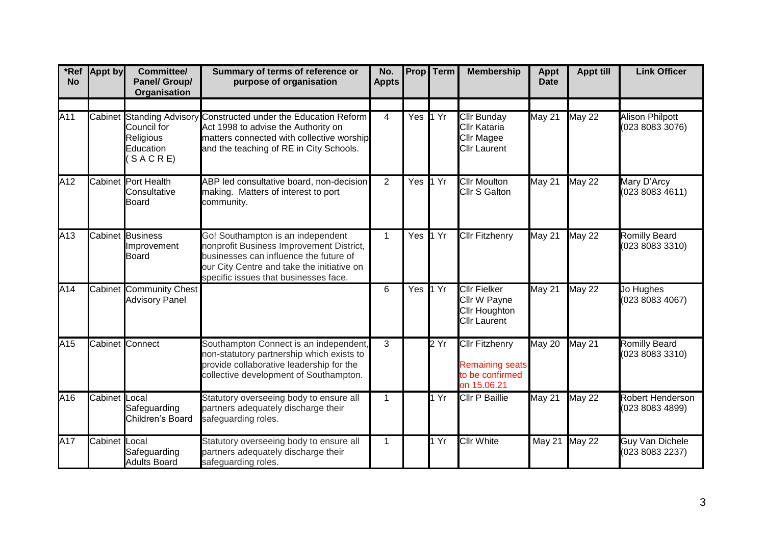| *Ref No | Appt by | Committee/ Panel/ Group/ Organisation | Summary of terms of reference or purpose of organisation | No. Appts | Prop | Term | Membership | Appt Date | Appt till | Link Officer |
|---|---|---|---|---|---|---|---|---|---|---|
| | | | | | | | | | | |
| A11 | Cabinet | Standing Advisory Council for Religious Education (S A C R E) | Constructed under the Education Reform Act 1998 to advise the Authority on matters connected with collective worship and the teaching of RE in City Schools. | 4 | Yes | 1 Yr | Cllr Bunday<br>Cllr Kataria<br>Cllr Magee<br>Cllr Laurent | May 21 | May 22 | Alison Philpott (023 8083 3076) |
| A12 | Cabinet | Port Health Consultative Board | ABP led consultative board, non-decision making. Matters of interest to port community. | 2 | Yes | 1 Yr | Cllr Moulton<br>Cllr S Galton | May 21 | May 22 | Mary D'Arcy (023 8083 4611) |
| A13 | Cabinet | Business Improvement Board | Go! Southampton is an independent nonprofit Business Improvement District, businesses can influence the future of our City Centre and take the initiative on specific issues that businesses face. | 1 | Yes | 1 Yr | Cllr Fitzhenry | May 21 | May 22 | Romilly Beard (023 8083 3310) |
| A14 | Cabinet | Community Chest Advisory Panel | | 6 | Yes | 1 Yr | Cllr Fielker<br>Cllr W Payne<br>Cllr Houghton<br>Cllr Laurent | May 21 | May 22 | Jo Hughes (023 8083 4067) |
| A15 | Cabinet | Connect | Southampton Connect is an independent, non-statutory partnership which exists to provide collaborative leadership for the collective development of Southampton. | 3 | | 2 Yr | Cllr Fitzhenry<br>Remaining seats to be confirmed on 15.06.21 | May 20 | May 21 | Romilly Beard (023 8083 3310) |
| A16 | Cabinet | Local Safeguarding Children's Board | Statutory overseeing body to ensure all partners adequately discharge their safeguarding roles. | 1 | | 1 Yr | Cllr P Baillie | May 21 | May 22 | Robert Henderson (023 8083 4899) |
| A17 | Cabinet | Local Safeguarding Adults Board | Statutory overseeing body to ensure all partners adequately discharge their safeguarding roles. | 1 | | 1 Yr | Cllr White | May 21 | May 22 | Guy Van Dichele (023 8083 2237) |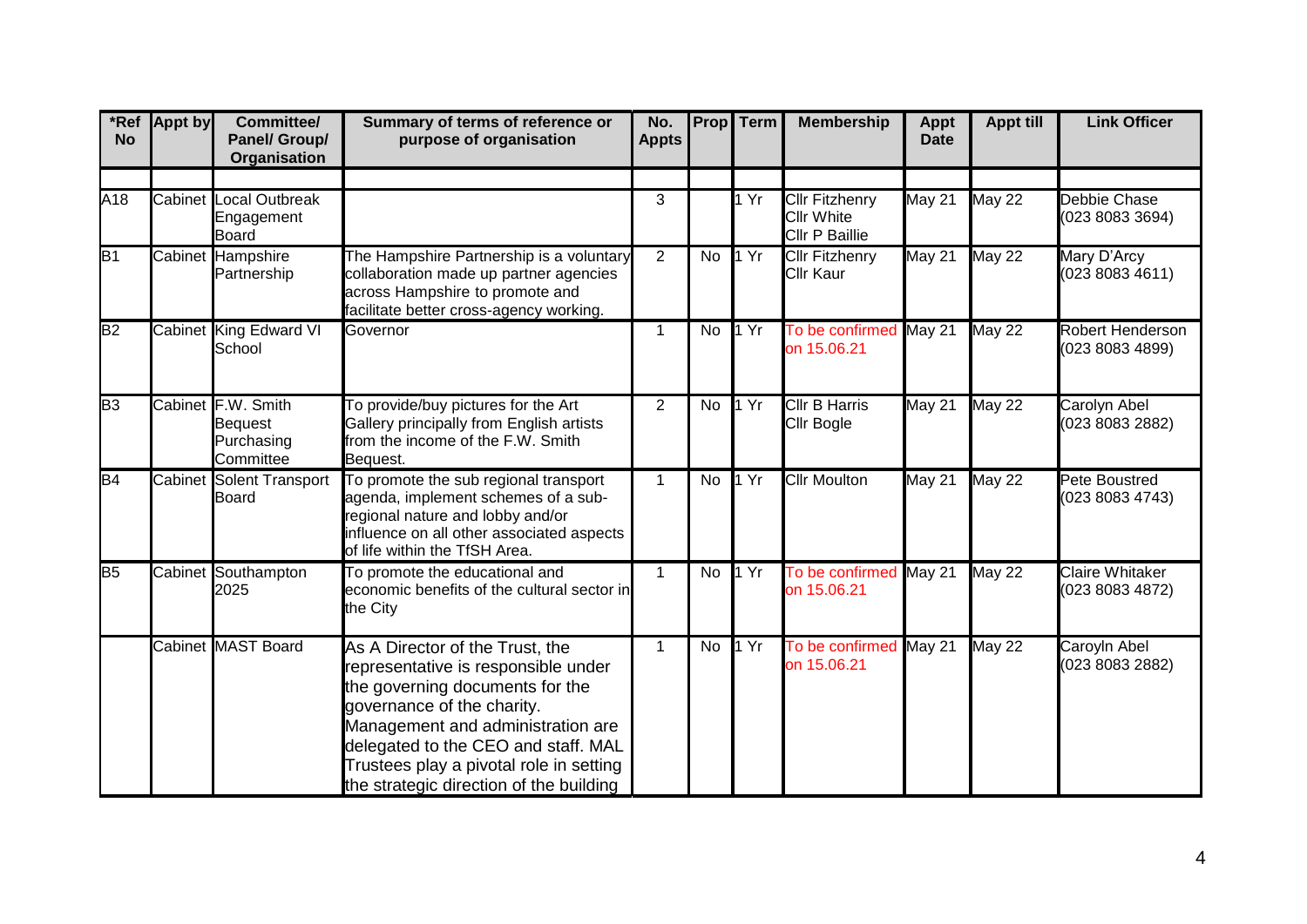| *Ref No | Appt by | Committee/ Panel/ Group/ Organisation | Summary of terms of reference or purpose of organisation | No. Appts | Prop | Term | Membership | Appt Date | Appt till | Link Officer |
|---|---|---|---|---|---|---|---|---|---|---|
| | | | | | | | | | | |
| A18 | Cabinet | Local Outbreak Engagement Board | | 3 | | 1 Yr | Cllr Fitzhenry<br>Cllr White<br>Cllr P Baillie | May 21 | May 22 | Debbie Chase (023 8083 3694) |
| B1 | Cabinet | Hampshire Partnership | The Hampshire Partnership is a voluntary collaboration made up partner agencies across Hampshire to promote and facilitate better cross-agency working. | 2 | No | 1 Yr | Cllr Fitzhenry<br>Cllr Kaur | May 21 | May 22 | Mary D'Arcy (023 8083 4611) |
| B2 | Cabinet | King Edward VI School | Governor | 1 | No | 1 Yr | To be confirmed on 15.06.21 | May 21 | May 22 | Robert Henderson (023 8083 4899) |
| B3 | Cabinet | F.W. Smith Bequest Purchasing Committee | To provide/buy pictures for the Art Gallery principally from English artists from the income of the F.W. Smith Bequest. | 2 | No | 1 Yr | Cllr B Harris<br>Cllr Bogle | May 21 | May 22 | Carolyn Abel (023 8083 2882) |
| B4 | Cabinet | Solent Transport Board | To promote the sub regional transport agenda, implement schemes of a sub-regional nature and lobby and/or influence on all other associated aspects of life within the TfSH Area. | 1 | No | 1 Yr | Cllr Moulton | May 21 | May 22 | Pete Boustred (023 8083 4743) |
| B5 | Cabinet | Southampton 2025 | To promote the educational and economic benefits of the cultural sector in the City | 1 | No | 1 Yr | To be confirmed on 15.06.21 | May 21 | May 22 | Claire Whitaker (023 8083 4872) |
| | Cabinet | MAST Board | As A Director of the Trust, the representative is responsible under the governing documents for the governance of the charity. Management and administration are delegated to the CEO and staff. MAL Trustees play a pivotal role in setting the strategic direction of the building | 1 | No | 1 Yr | To be confirmed on 15.06.21 | May 21 | May 22 | Caroyln Abel (023 8083 2882) |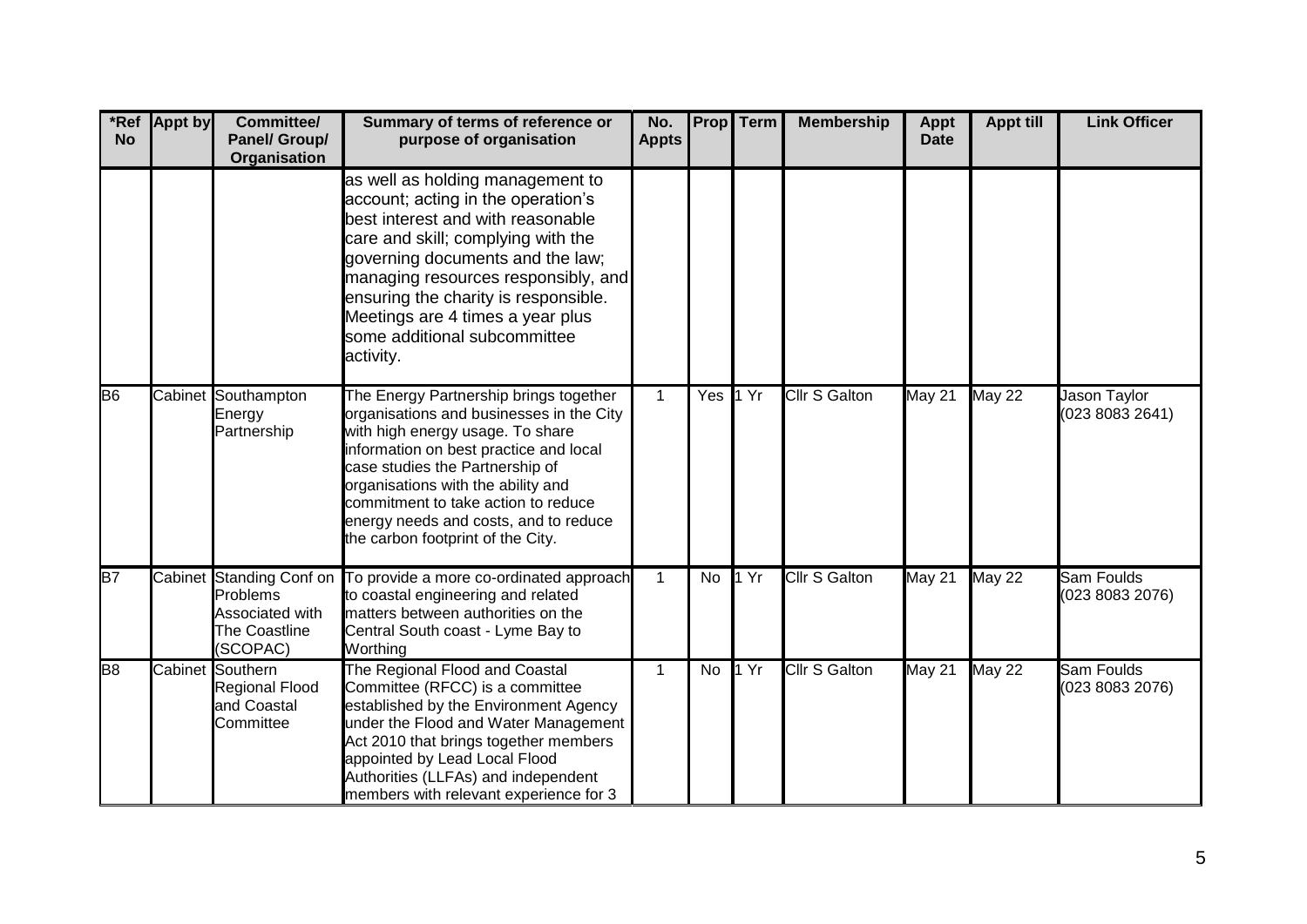| *Ref No | Appt by | Committee/ Panel/ Group/ Organisation | Summary of terms of reference or purpose of organisation | No. Appts | Prop | Term | Membership | Appt Date | Appt till | Link Officer |
|---|---|---|---|---|---|---|---|---|---|---|
| | | | as well as holding management to account; acting in the operation's best interest and with reasonable care and skill; complying with the governing documents and the law; managing resources responsibly, and ensuring the charity is responsible. Meetings are 4 times a year plus some additional subcommittee activity. | | | | | | | |
| B6 | Cabinet | Southampton Energy Partnership | The Energy Partnership brings together organisations and businesses in the City with high energy usage. To share information on best practice and local case studies the Partnership of organisations with the ability and commitment to take action to reduce energy needs and costs, and to reduce the carbon footprint of the City. | 1 | Yes | 1 Yr | Cllr S Galton | May 21 | May 22 | Jason Taylor (023 8083 2641) |
| B7 | Cabinet | Standing Conf on Problems Associated with The Coastline (SCOPAC) | To provide a more co-ordinated approach to coastal engineering and related matters between authorities on the Central South coast - Lyme Bay to Worthing | 1 | No | 1 Yr | Cllr S Galton | May 21 | May 22 | Sam Foulds (023 8083 2076) |
| B8 | Cabinet | Southern Regional Flood and Coastal Committee | The Regional Flood and Coastal Committee (RFCC) is a committee established by the Environment Agency under the Flood and Water Management Act 2010 that brings together members appointed by Lead Local Flood Authorities (LLFAs) and independent members with relevant experience for 3 | 1 | No | 1 Yr | Cllr S Galton | May 21 | May 22 | Sam Foulds (023 8083 2076) |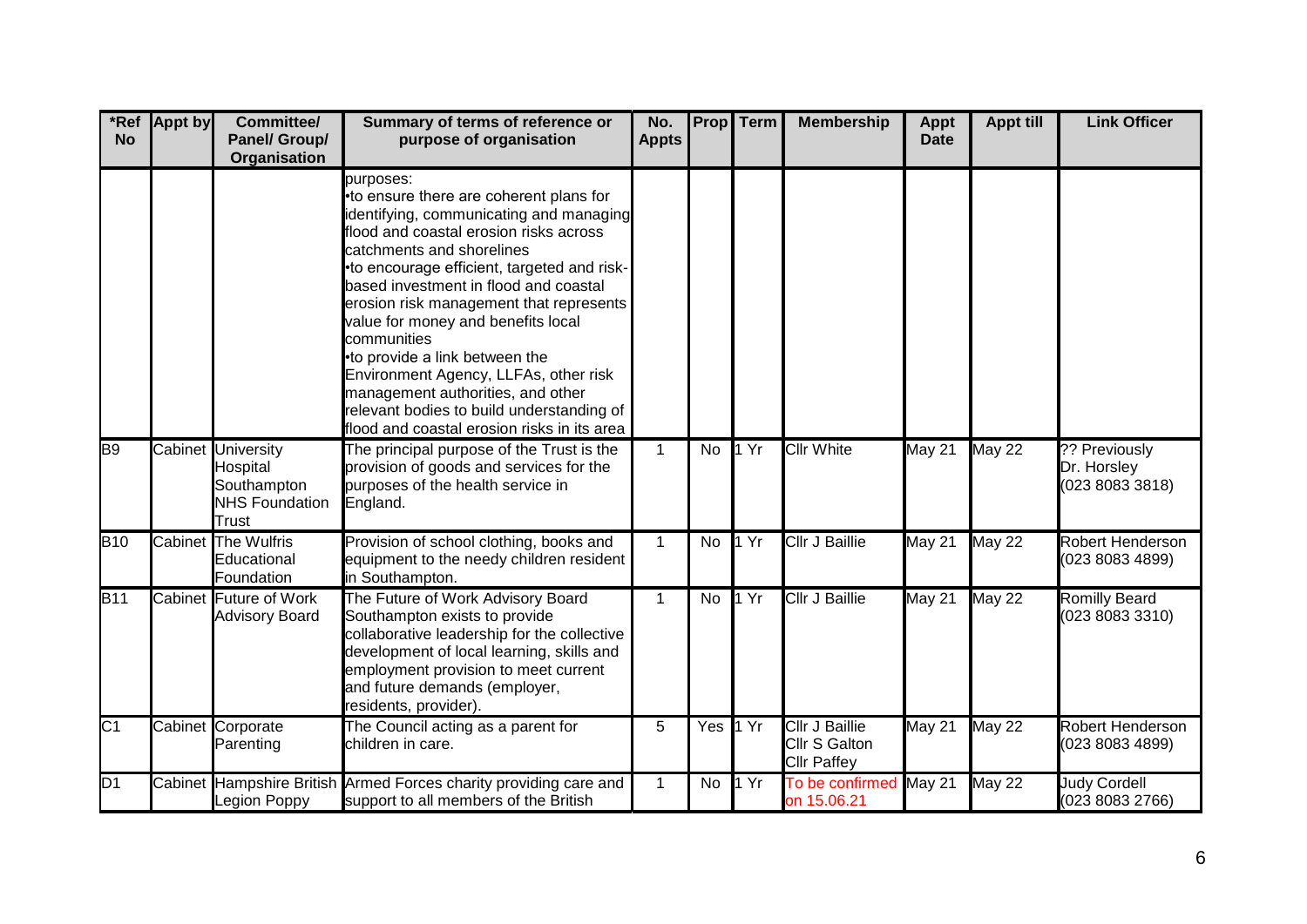| *Ref No | Appt by | Committee/ Panel/ Group/ Organisation | Summary of terms of reference or purpose of organisation | No. Appts | Prop | Term | Membership | Appt Date | Appt till | Link Officer |
|---|---|---|---|---|---|---|---|---|---|---|
| | | | purposes:<br>•to ensure there are coherent plans for identifying, communicating and managing flood and coastal erosion risks across catchments and shorelines<br>•to encourage efficient, targeted and risk-based investment in flood and coastal erosion risk management that represents value for money and benefits local communities<br>•to provide a link between the Environment Agency, LLFAs, other risk management authorities, and other relevant bodies to build understanding of flood and coastal erosion risks in its area | | | | | | | |
| B9 | Cabinet | University Hospital Southampton NHS Foundation Trust | The principal purpose of the Trust is the provision of goods and services for the purposes of the health service in England. | 1 | No | 1 Yr | Cllr White | May 21 | May 22 | ?? Previously Dr. Horsley (023 8083 3818) |
| B10 | Cabinet | The Wulfris Educational Foundation | Provision of school clothing, books and equipment to the needy children resident in Southampton. | 1 | No | 1 Yr | Cllr J Baillie | May 21 | May 22 | Robert Henderson (023 8083 4899) |
| B11 | Cabinet | Future of Work Advisory Board | The Future of Work Advisory Board Southampton exists to provide collaborative leadership for the collective development of local learning, skills and employment provision to meet current and future demands (employer, residents, provider). | 1 | No | 1 Yr | Cllr J Baillie | May 21 | May 22 | Romilly Beard (023 8083 3310) |
| C1 | Cabinet | Corporate Parenting | The Council acting as a parent for children in care. | 5 | Yes | 1 Yr | Cllr J Baillie<br>Cllr S Galton<br>Cllr Paffey | May 21 | May 22 | Robert Henderson (023 8083 4899) |
| D1 | Cabinet | Hampshire British Legion Poppy | Armed Forces charity providing care and support to all members of the British | 1 | No | 1 Yr | To be confirmed on 15.06.21 | May 21 | May 22 | Judy Cordell (023 8083 2766) |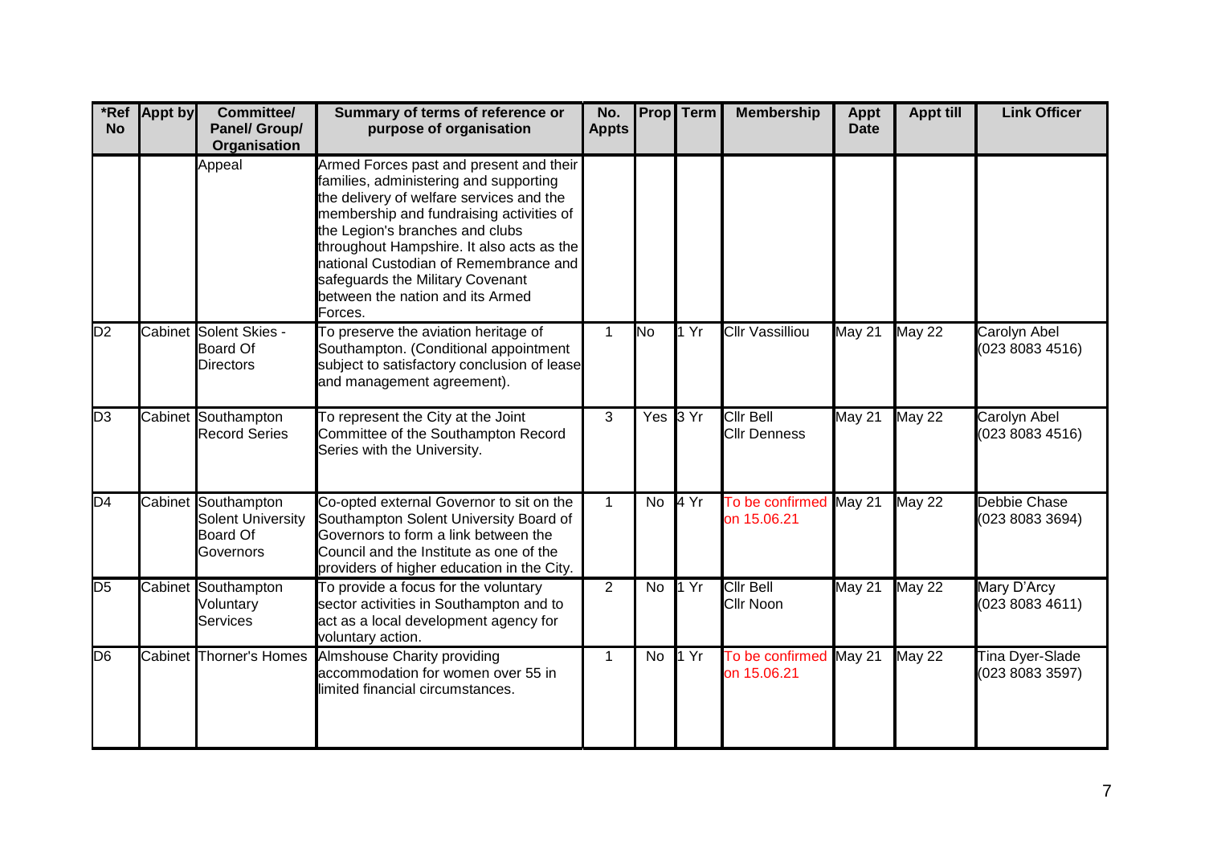| *Ref No | Appt by | Committee/ Panel/ Group/ Organisation | Summary of terms of reference or purpose of organisation | No. Appts | Prop | Term | Membership | Appt Date | Appt till | Link Officer |
|---|---|---|---|---|---|---|---|---|---|---|
| | | Appeal | Armed Forces past and present and their families, administering and supporting the delivery of welfare services and the membership and fundraising activities of the Legion's branches and clubs throughout Hampshire. It also acts as the national Custodian of Remembrance and safeguards the Military Covenant between the nation and its Armed Forces. | | | | | | | |
| D2 | Cabinet | Solent Skies - Board Of Directors | To preserve the aviation heritage of Southampton. (Conditional appointment subject to satisfactory conclusion of lease and management agreement). | 1 | No | 1 Yr | Cllr Vassilliou | May 21 | May 22 | Carolyn Abel (023 8083 4516) |
| D3 | Cabinet | Southampton Record Series | To represent the City at the Joint Committee of the Southampton Record Series with the University. | 3 | Yes | 3 Yr | Cllr Bell<br>Cllr Denness | May 21 | May 22 | Carolyn Abel (023 8083 4516) |
| D4 | Cabinet | Southampton Solent University Board Of Governors | Co-opted external Governor to sit on the Southampton Solent University Board of Governors to form a link between the Council and the Institute as one of the providers of higher education in the City. | 1 | No | 4 Yr | To be confirmed on 15.06.21 | May 21 | May 22 | Debbie Chase (023 8083 3694) |
| D5 | Cabinet | Southampton Voluntary Services | To provide a focus for the voluntary sector activities in Southampton and to act as a local development agency for voluntary action. | 2 | No | 1 Yr | Cllr Bell<br>Cllr Noon | May 21 | May 22 | Mary D'Arcy (023 8083 4611) |
| D6 | Cabinet | Thorner's Homes | Almshouse Charity providing accommodation for women over 55 in limited financial circumstances. | 1 | No | 1 Yr | To be confirmed on 15.06.21 | May 21 | May 22 | Tina Dyer-Slade (023 8083 3597) |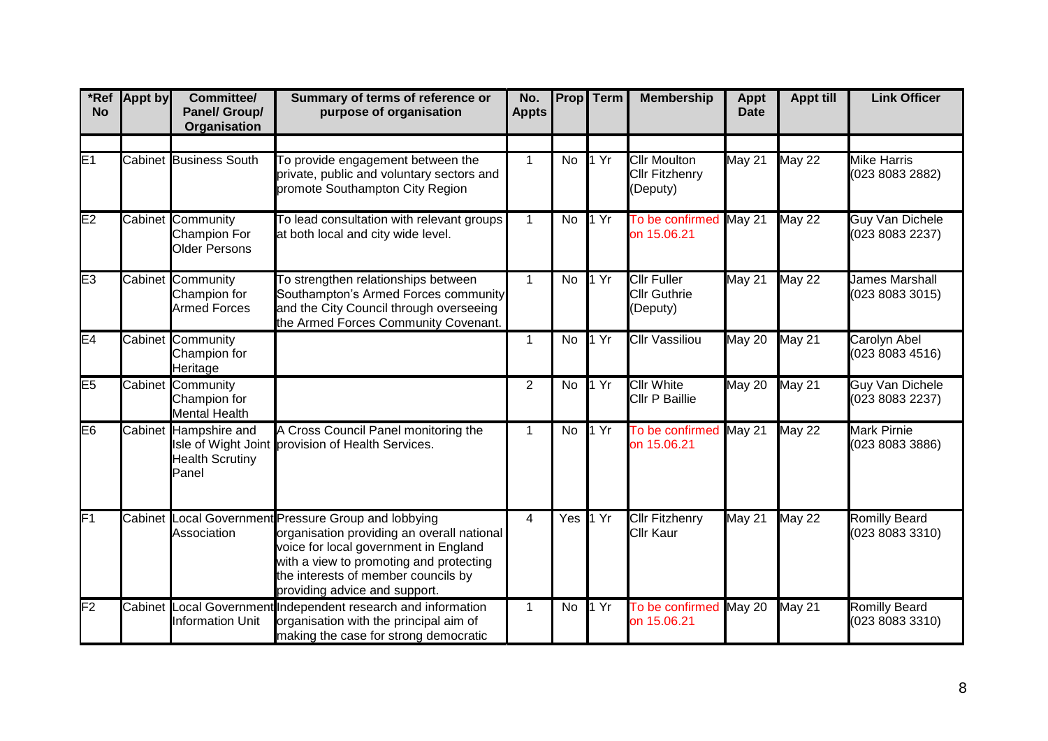| *Ref No | Appt by | Committee/ Panel/ Group/ Organisation | Summary of terms of reference or purpose of organisation | No. Appts | Prop | Term | Membership | Appt Date | Appt till | Link Officer |
|---|---|---|---|---|---|---|---|---|---|---|
| | | | | | | | | | | |
| E1 | Cabinet | Business South | To provide engagement between the private, public and voluntary sectors and promote Southampton City Region | 1 | No | 1 Yr | Cllr Moulton<br>Cllr Fitzhenry (Deputy) | May 21 | May 22 | Mike Harris (023 8083 2882) |
| E2 | Cabinet | Community Champion For Older Persons | To lead consultation with relevant groups at both local and city wide level. | 1 | No | 1 Yr | To be confirmed on 15.06.21 | May 21 | May 22 | Guy Van Dichele (023 8083 2237) |
| E3 | Cabinet | Community Champion for Armed Forces | To strengthen relationships between Southampton's Armed Forces community and the City Council through overseeing the Armed Forces Community Covenant. | 1 | No | 1 Yr | Cllr Fuller<br>Cllr Guthrie (Deputy) | May 21 | May 22 | James Marshall (023 8083 3015) |
| E4 | Cabinet | Community Champion for Heritage | | 1 | No | 1 Yr | Cllr Vassiliou | May 20 | May 21 | Carolyn Abel (023 8083 4516) |
| E5 | Cabinet | Community Champion for Mental Health | | 2 | No | 1 Yr | Cllr White<br>Cllr P Baillie | May 20 | May 21 | Guy Van Dichele (023 8083 2237) |
| E6 | Cabinet | Hampshire and Isle of Wight Joint Health Scrutiny Panel | A Cross Council Panel monitoring the provision of Health Services. | 1 | No | 1 Yr | To be confirmed on 15.06.21 | May 21 | May 22 | Mark Pirnie (023 8083 3886) |
| F1 | Cabinet | Local Government Association | Pressure Group and lobbying organisation providing an overall national voice for local government in England with a view to promoting and protecting the interests of member councils by providing advice and support. | 4 | Yes | 1 Yr | Cllr Fitzhenry<br>Cllr Kaur | May 21 | May 22 | Romilly Beard (023 8083 3310) |
| F2 | Cabinet | Local Government Information Unit | Independent research and information organisation with the principal aim of making the case for strong democratic | 1 | No | 1 Yr | To be confirmed on 15.06.21 | May 20 | May 21 | Romilly Beard (023 8083 3310) |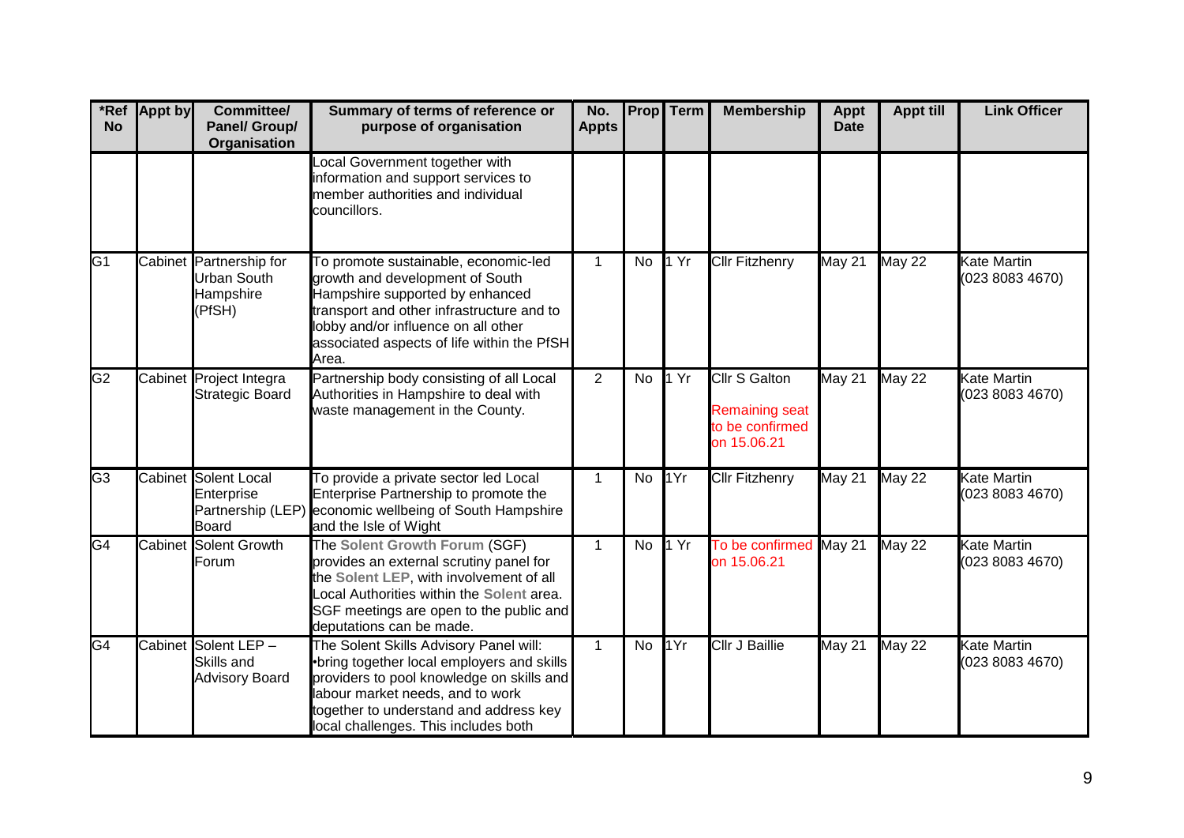| *Ref No | Appt by | Committee/ Panel/ Group/ Organisation | Summary of terms of reference or purpose of organisation | No. Appts | Prop | Term | Membership | Appt Date | Appt till | Link Officer |
|---|---|---|---|---|---|---|---|---|---|---|
| | | | Local Government together with information and support services to member authorities and individual councillors. | | | | | | | |
| G1 | Cabinet | Partnership for Urban South Hampshire (PfSH) | To promote sustainable, economic-led growth and development of South Hampshire supported by enhanced transport and other infrastructure and to lobby and/or influence on all other associated aspects of life within the PfSH Area. | 1 | No | 1 Yr | Cllr Fitzhenry | May 21 | May 22 | Kate Martin (023 8083 4670) |
| G2 | Cabinet | Project Integra Strategic Board | Partnership body consisting of all Local Authorities in Hampshire to deal with waste management in the County. | 2 | No | 1 Yr | Cllr S Galton<br>Remaining seat to be confirmed on 15.06.21 | May 21 | May 22 | Kate Martin (023 8083 4670) |
| G3 | Cabinet | Solent Local Enterprise Partnership (LEP) Board | To provide a private sector led Local Enterprise Partnership to promote the economic wellbeing of South Hampshire and the Isle of Wight | 1 | No | 1Yr | Cllr Fitzhenry | May 21 | May 22 | Kate Martin (023 8083 4670) |
| G4 | Cabinet | Solent Growth Forum | The Solent Growth Forum (SGF) provides an external scrutiny panel for the Solent LEP, with involvement of all Local Authorities within the Solent area. SGF meetings are open to the public and deputations can be made. | 1 | No | 1 Yr | To be confirmed on 15.06.21 | May 21 | May 22 | Kate Martin (023 8083 4670) |
| G4 | Cabinet | Solent LEP – Skills and Advisory Board | The Solent Skills Advisory Panel will:<br>•bring together local employers and skills providers to pool knowledge on skills and labour market needs, and to work together to understand and address key local challenges. This includes both | 1 | No | 1Yr | Cllr J Baillie | May 21 | May 22 | Kate Martin (023 8083 4670) |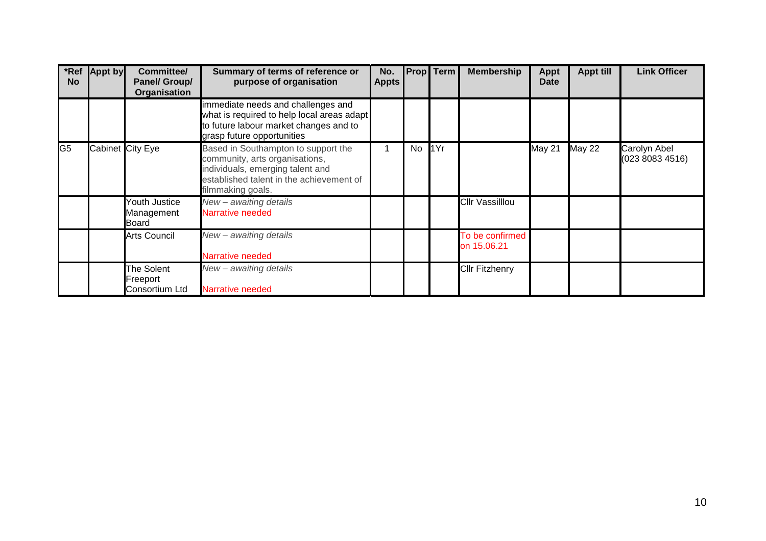| *Ref No | Appt by | Committee/ Panel/ Group/ Organisation | Summary of terms of reference or purpose of organisation | No. Appts | Prop | Term | Membership | Appt Date | Appt till | Link Officer |
|---|---|---|---|---|---|---|---|---|---|---|
| | | | immediate needs and challenges and what is required to help local areas adapt to future labour market changes and to grasp future opportunities | | | | | | | |
| G5 | Cabinet | City Eye | Based in Southampton to support the community, arts organisations, individuals, emerging talent and established talent in the achievement of filmmaking goals. | 1 | No | 1Yr | | May 21 | May 22 | Carolyn Abel (023 8083 4516) |
| | | Youth Justice Management Board | *New – awaiting details* Narrative needed | | | | Cllr Vassilllou | | | |
| | | Arts Council | *New – awaiting details* Narrative needed | | | | To be confirmed on 15.06.21 | | | |
| | | The Solent Freeport Consortium Ltd | *New – awaiting details* Narrative needed | | | | Cllr Fitzhenry | | | |